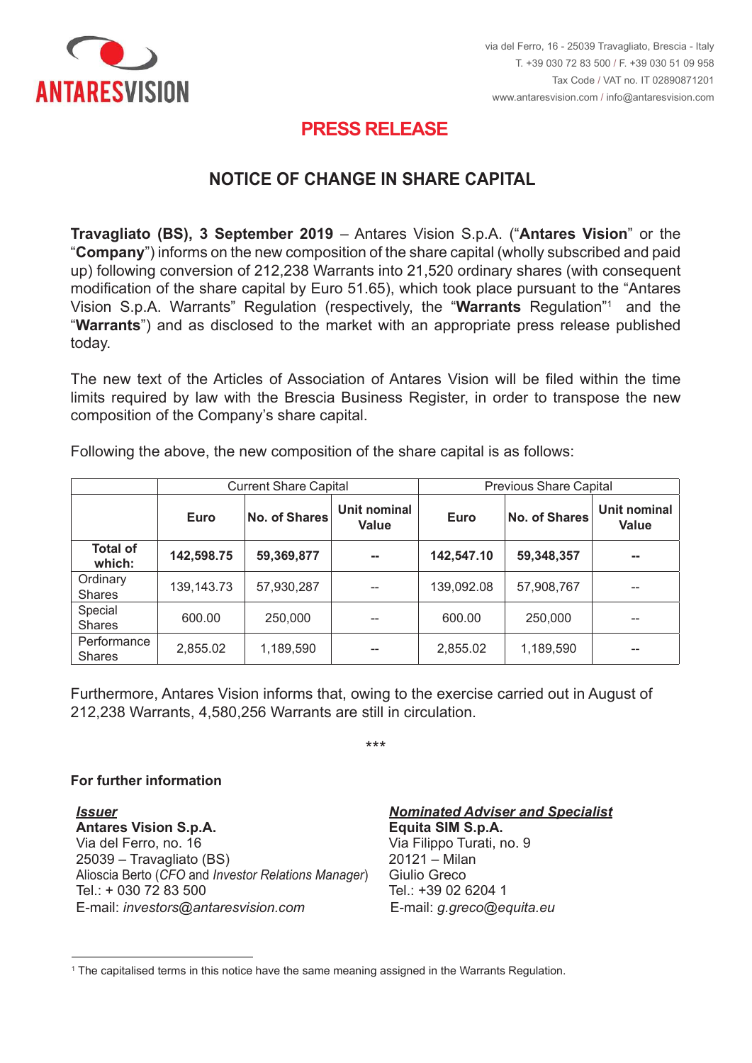ANTARESVISION

via del Ferro, 16 - 25039 Travagliato, Brescia - Italy
T. +39 030 72 83 500 / F. +39 030 51 09 958
Tax Code / VAT no. IT 02890871201
www.antaresvision.com / info@antaresvision.com

# PRESS RELEASE

## NOTICE OF CHANGE IN SHARE CAPITAL

**Travagliato (BS), 3 September 2019** – Antares Vision S.p.A. ("**Antares Vision**" or the "**Company**") informs on the new composition of the share capital (wholly subscribed and paid up) following conversion of 212,238 Warrants into 21,520 ordinary shares (with consequent modification of the share capital by Euro 51.65), which took place pursuant to the "Antares Vision S.p.A. Warrants" Regulation (respectively, the "**Warrants** Regulation"[1] and the "**Warrants**") and as disclosed to the market with an appropriate press release published today.

The new text of the Articles of Association of Antares Vision will be filed within the time limits required by law with the Brescia Business Register, in order to transpose the new composition of the Company's share capital.

Following the above, the new composition of the share capital is as follows:

| | Current Share Capital | | | Previous Share Capital | | |
|---|---|---|---|---|---|---|
| | **Euro** | **No. of Shares** | **Unit nominal Value** | **Euro** | **No. of Shares** | **Unit nominal Value** |
| **Total of which:** | **142,598.75** | **59,369,877** | **--** | **142,547.10** | **59,348,357** | **--** |
| Ordinary Shares | 139,143.73 | 57,930,287 | -- | 139,092.08 | 57,908,767 | -- |
| Special Shares | 600.00 | 250,000 | -- | 600.00 | 250,000 | -- |
| Performance Shares | 2,855.02 | 1,189,590 | -- | 2,855.02 | 1,189,590 | -- |

Furthermore, Antares Vision informs that, owing to the exercise carried out in August of 212,238 Warrants, 4,580,256 Warrants are still in circulation.

\*\*\*

**For further information**

***Issuer***
**Antares Vision S.p.A.**
Via del Ferro, no. 16
25039 – Travagliato (BS)
Alioscia Berto (*CFO* and *Investor Relations Manager*)
Tel.: + 030 72 83 500
E-mail: *investors@antaresvision.com*

***Nominated Adviser and Specialist***
**Equita SIM S.p.A.**
Via Filippo Turati, no. 9
20121 – Milan
Giulio Greco
Tel.: +39 02 6204 1
E-mail: *g.greco@equita.eu*

---

[1] The capitalised terms in this notice have the same meaning assigned in the Warrants Regulation.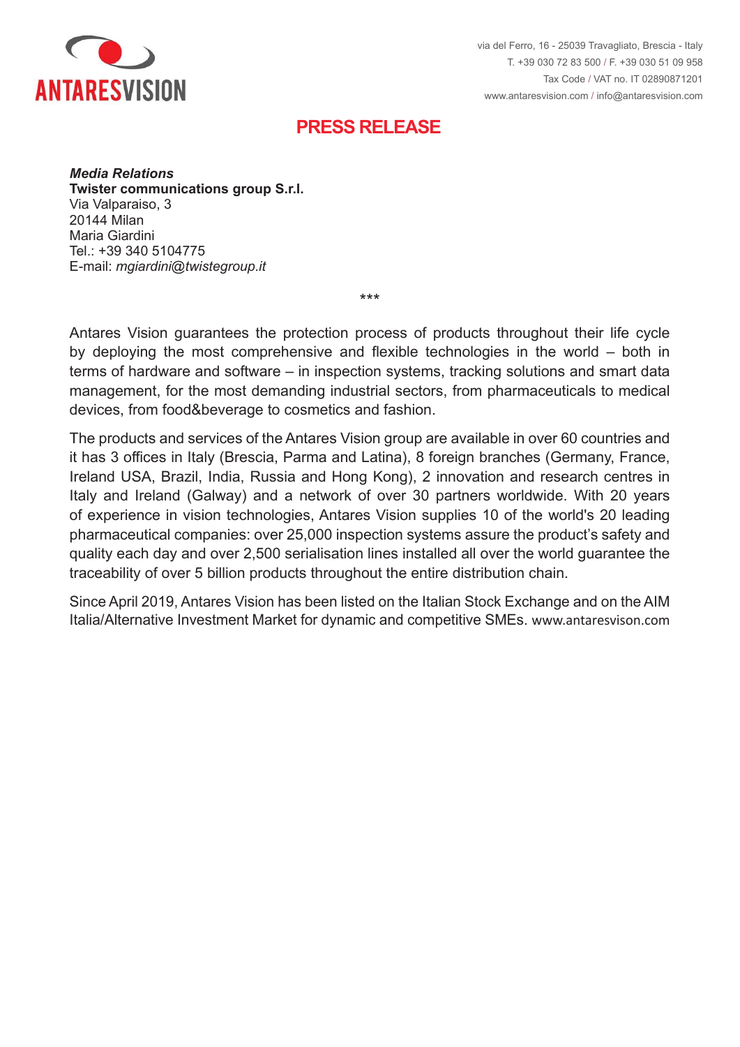ANTARESVISION

via del Ferro, 16 - 25039 Travagliato, Brescia - Italy
T. +39 030 72 83 500 / F. +39 030 51 09 958
Tax Code / VAT no. IT 02890871201
www.antaresvision.com / info@antaresvision.com

# PRESS RELEASE

***Media Relations***
**Twister communications group S.r.l.**
Via Valparaiso, 3
20144 Milan
Maria Giardini
Tel.: +39 340 5104775
E-mail: *mgiardini@twistegroup.it*

***

Antares Vision guarantees the protection process of products throughout their life cycle by deploying the most comprehensive and flexible technologies in the world – both in terms of hardware and software – in inspection systems, tracking solutions and smart data management, for the most demanding industrial sectors, from pharmaceuticals to medical devices, from food&beverage to cosmetics and fashion.

The products and services of the Antares Vision group are available in over 60 countries and it has 3 offices in Italy (Brescia, Parma and Latina), 8 foreign branches (Germany, France, Ireland USA, Brazil, India, Russia and Hong Kong), 2 innovation and research centres in Italy and Ireland (Galway) and a network of over 30 partners worldwide. With 20 years of experience in vision technologies, Antares Vision supplies 10 of the world's 20 leading pharmaceutical companies: over 25,000 inspection systems assure the product's safety and quality each day and over 2,500 serialisation lines installed all over the world guarantee the traceability of over 5 billion products throughout the entire distribution chain.

Since April 2019, Antares Vision has been listed on the Italian Stock Exchange and on the AIM Italia/Alternative Investment Market for dynamic and competitive SMEs. www.antaresvison.com